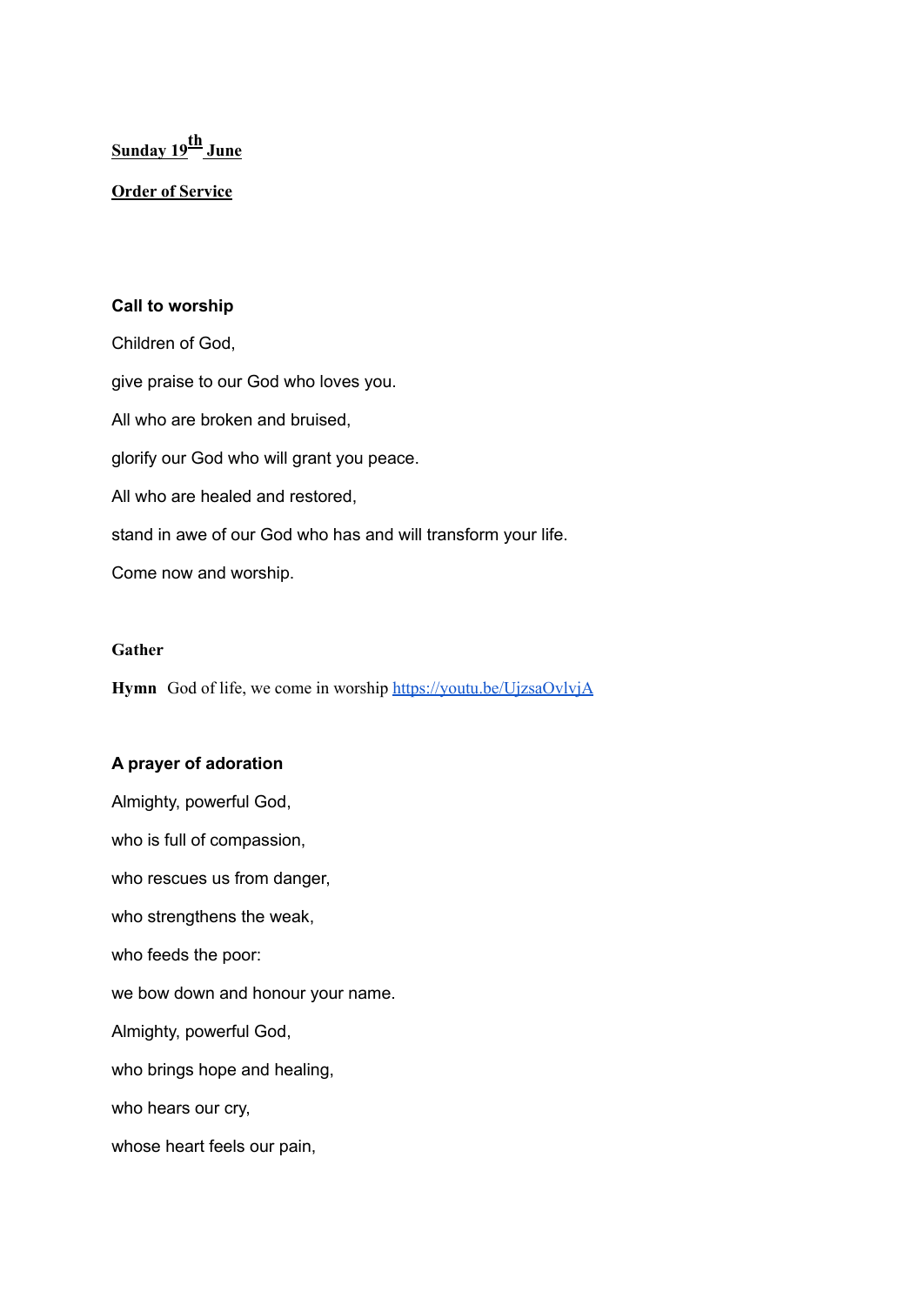**Sunday 19th June**

**Order of Service**

**Call to worship**

Children of God,

give praise to our God who loves you.

All who are broken and bruised,

glorify our God who will grant you peace.

All who are healed and restored,

stand in awe of our God who has and will transform your life.

Come now and worship.

**Gather**

**Hymn** God of life, we come in worship https://youtu.be/UjzsaOvlvjA

**A prayer of adoration**

Almighty, powerful God,

who is full of compassion,

who rescues us from danger,

who strengthens the weak,

who feeds the poor:

we bow down and honour your name.

Almighty, powerful God,

who brings hope and healing,

who hears our cry,

whose heart feels our pain,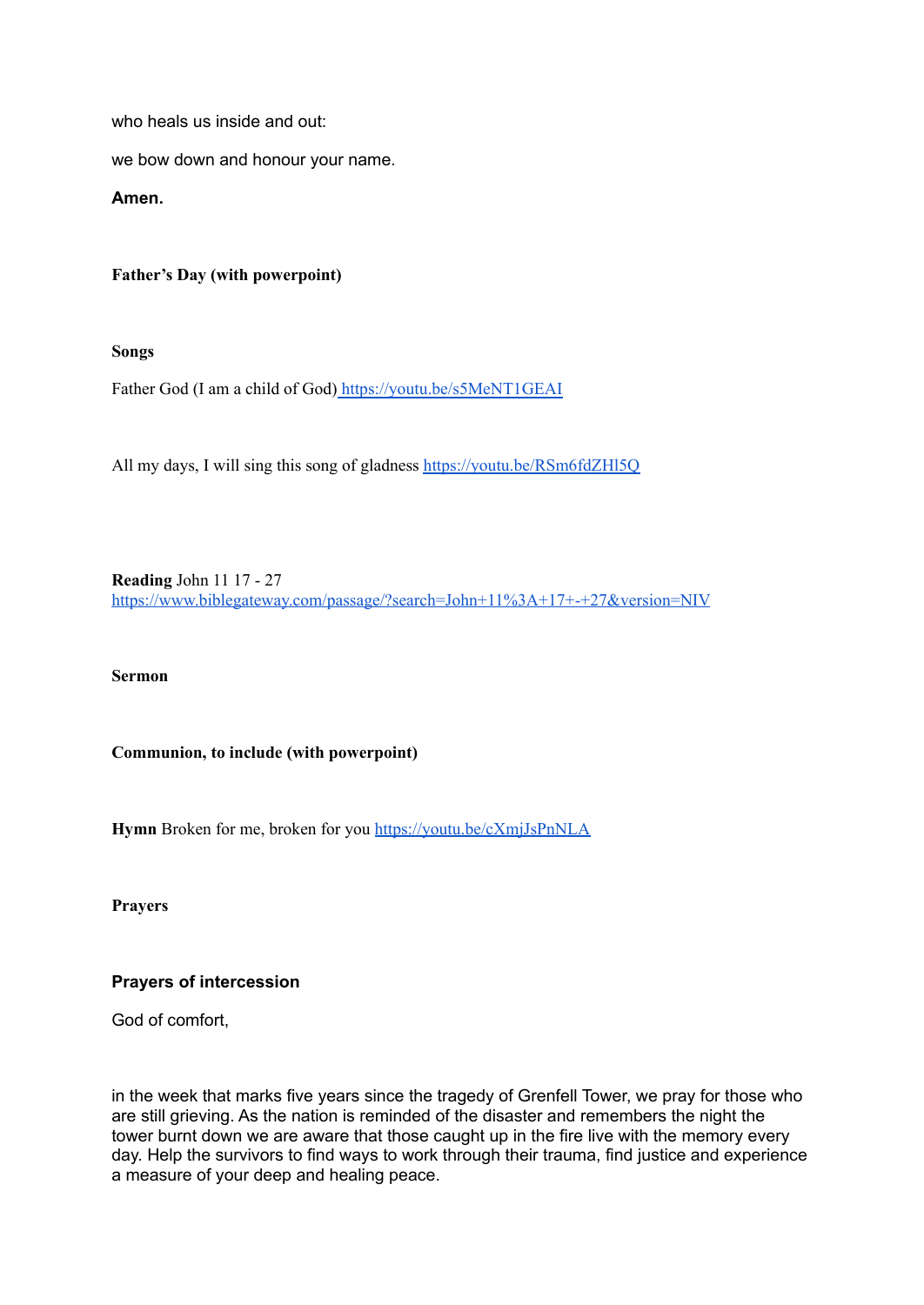who heals us inside and out:

we bow down and honour your name.

**Amen.**

**Father's Day (with powerpoint)**

**Songs**

Father God (I am a child of God) https://youtu.be/s5MeNT1GEAI

All my days, I will sing this song of gladness https://youtu.be/RSm6fdZHl5Q

**Reading** John 11 17 - 27
https://www.biblegateway.com/passage/?search=John+11%3A+17+-+27&version=NIV

**Sermon**

**Communion, to include (with powerpoint)**

**Hymn** Broken for me, broken for you https://youtu.be/cXmjJsPnNLA

**Prayers**

**Prayers of intercession**

God of comfort,

in the week that marks five years since the tragedy of Grenfell Tower, we pray for those who are still grieving. As the nation is reminded of the disaster and remembers the night the tower burnt down we are aware that those caught up in the fire live with the memory every day. Help the survivors to find ways to work through their trauma, find justice and experience a measure of your deep and healing peace.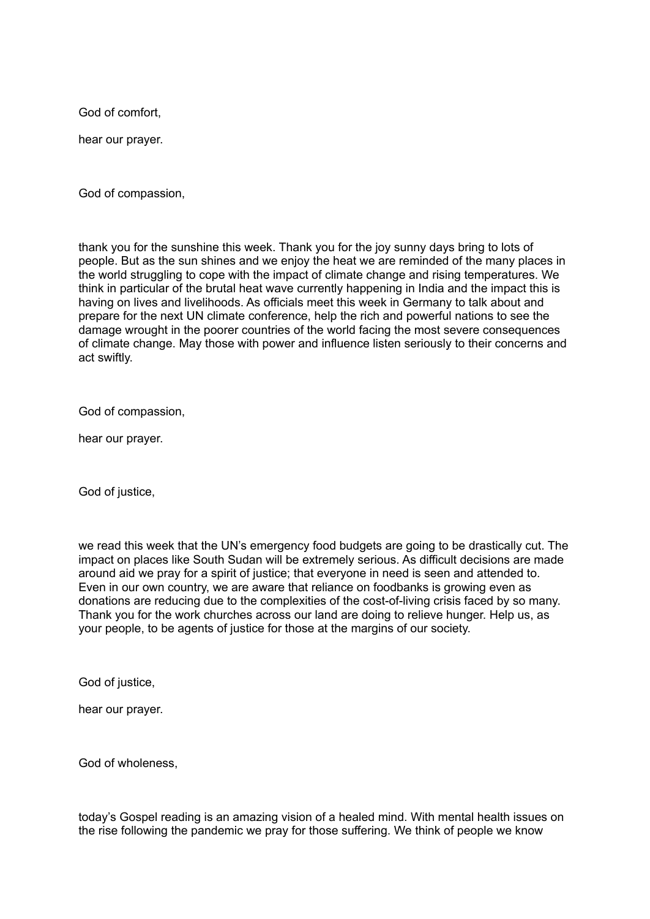God of comfort,

hear our prayer.

God of compassion,

thank you for the sunshine this week. Thank you for the joy sunny days bring to lots of people. But as the sun shines and we enjoy the heat we are reminded of the many places in the world struggling to cope with the impact of climate change and rising temperatures. We think in particular of the brutal heat wave currently happening in India and the impact this is having on lives and livelihoods. As officials meet this week in Germany to talk about and prepare for the next UN climate conference, help the rich and powerful nations to see the damage wrought in the poorer countries of the world facing the most severe consequences of climate change. May those with power and influence listen seriously to their concerns and act swiftly.

God of compassion,

hear our prayer.

God of justice,

we read this week that the UN's emergency food budgets are going to be drastically cut. The impact on places like South Sudan will be extremely serious. As difficult decisions are made around aid we pray for a spirit of justice; that everyone in need is seen and attended to. Even in our own country, we are aware that reliance on foodbanks is growing even as donations are reducing due to the complexities of the cost-of-living crisis faced by so many. Thank you for the work churches across our land are doing to relieve hunger. Help us, as your people, to be agents of justice for those at the margins of our society.

God of justice,

hear our prayer.

God of wholeness,

today's Gospel reading is an amazing vision of a healed mind. With mental health issues on the rise following the pandemic we pray for those suffering. We think of people we know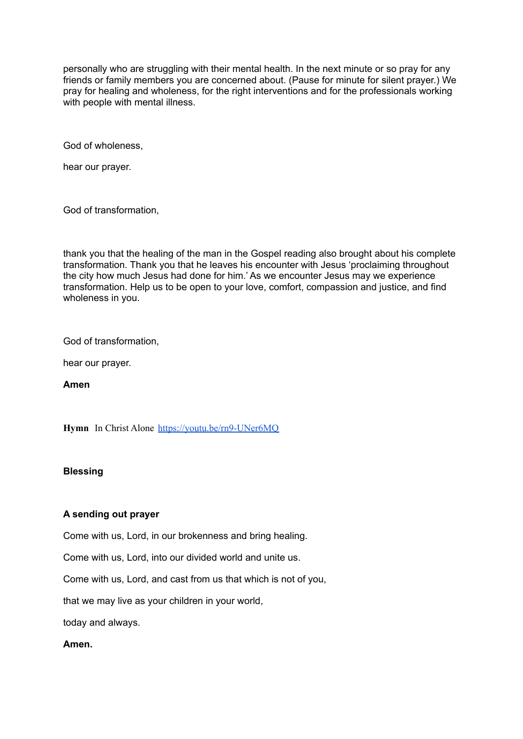personally who are struggling with their mental health. In the next minute or so pray for any friends or family members you are concerned about. (Pause for minute for silent prayer.) We pray for healing and wholeness, for the right interventions and for the professionals working with people with mental illness.

God of wholeness,

hear our prayer.

God of transformation,

thank you that the healing of the man in the Gospel reading also brought about his complete transformation. Thank you that he leaves his encounter with Jesus 'proclaiming throughout the city how much Jesus had done for him.' As we encounter Jesus may we experience transformation. Help us to be open to your love, comfort, compassion and justice, and find wholeness in you.

God of transformation,

hear our prayer.

**Amen**

**Hymn** In Christ Alone [https://youtu.be/rn9-UNer6MQ](https://youtu.be/rn9-UNer6MQ)

**Blessing**

**A sending out prayer**

Come with us, Lord, in our brokenness and bring healing.

Come with us, Lord, into our divided world and unite us.

Come with us, Lord, and cast from us that which is not of you,

that we may live as your children in your world,

today and always.

**Amen.**